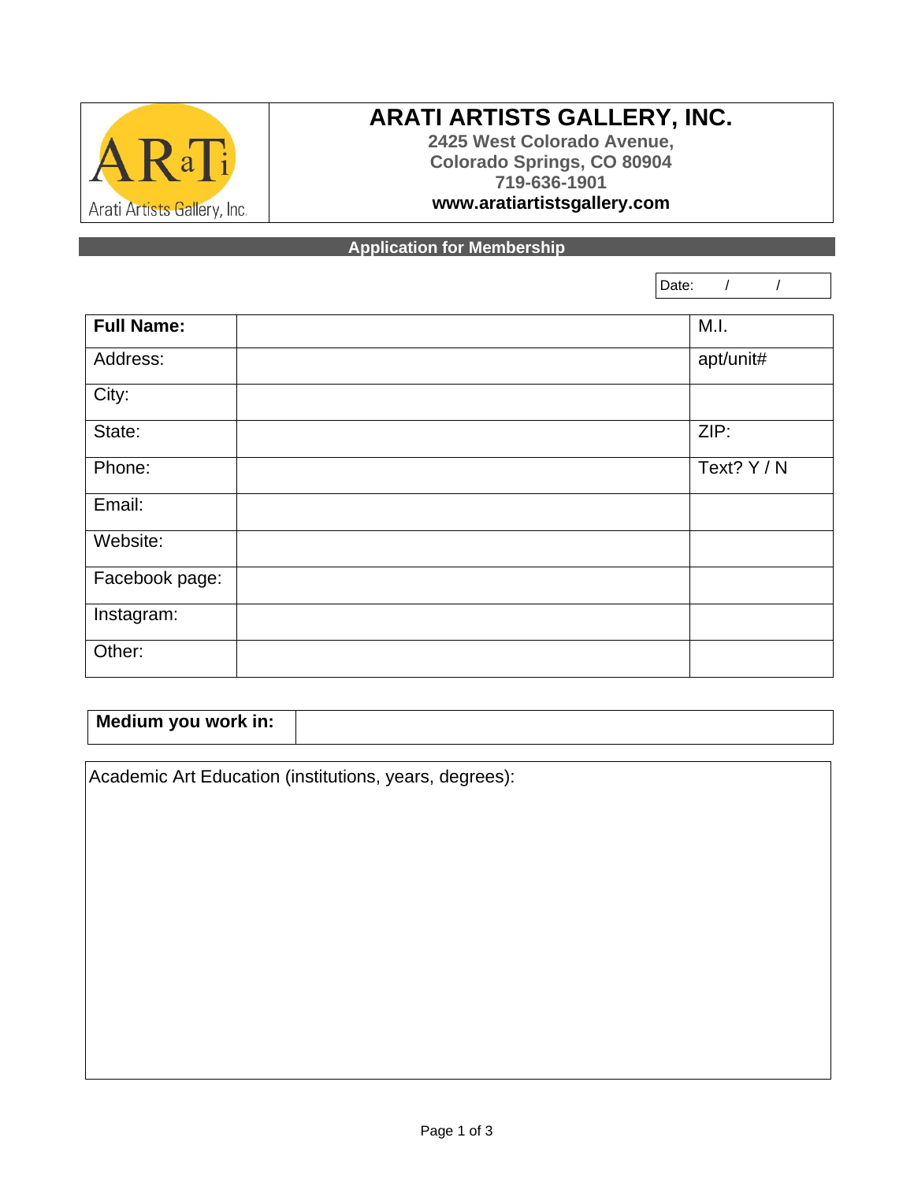# ARATI ARTISTS GALLERY, INC.

**2425 West Colorado Avenue,**
**Colorado Springs, CO 80904**
**719-636-1901**
**www.aratiartistsgallery.com**

## Application for Membership

Date: / /

| **Full Name:** | | M.I. |
|---|---|---|
| Address: | | apt/unit# |
| City: | | |
| State: | | ZIP: |
| Phone: | | Text? Y / N |
| Email: | | |
| Website: | | |
| Facebook page: | | |
| Instagram: | | |
| Other: | | |

| **Medium you work in:** | |
|---|---|

Academic Art Education (institutions, years, degrees):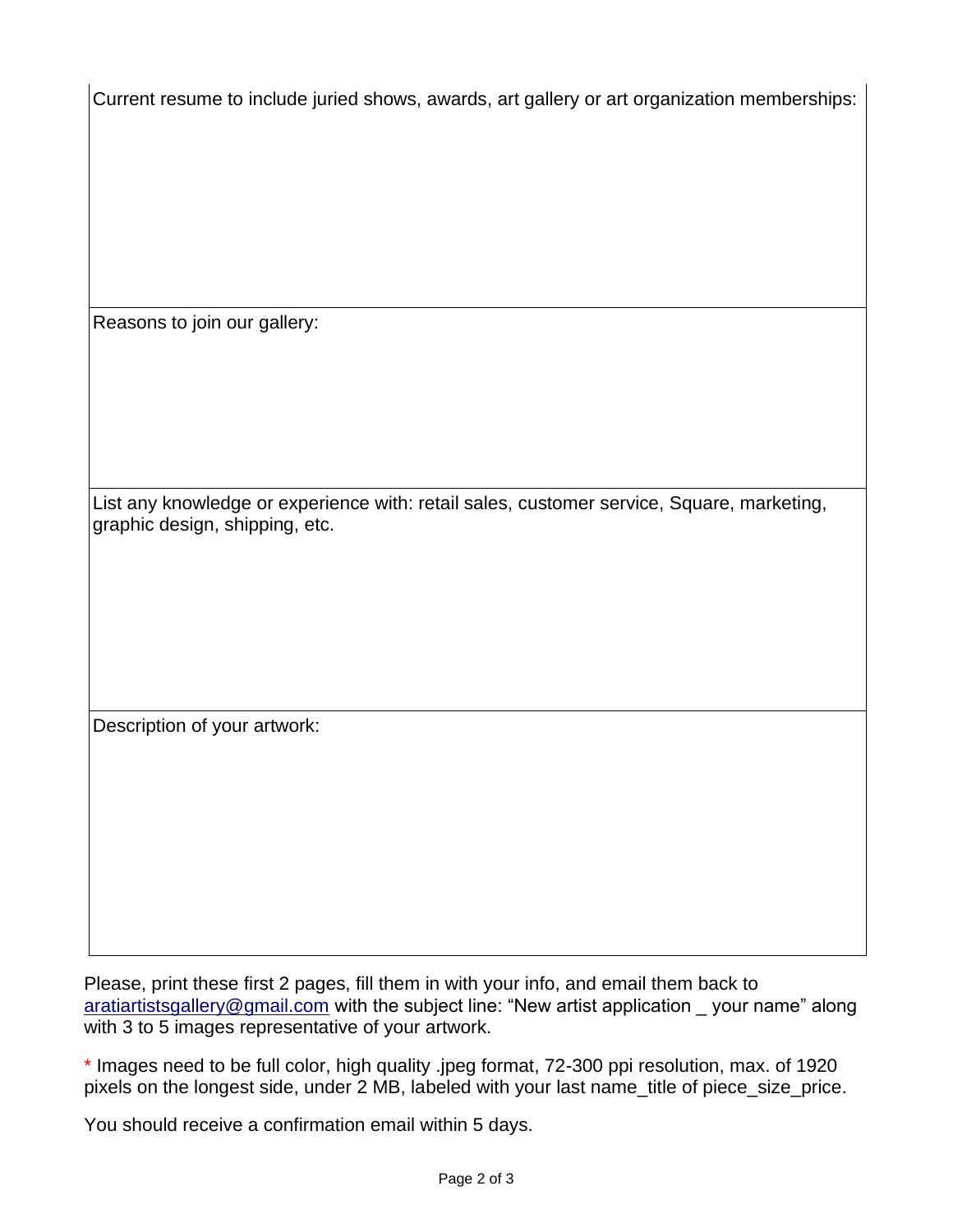Current resume to include juried shows, awards, art gallery or art organization memberships:

Reasons to join our gallery:

List any knowledge or experience with: retail sales, customer service, Square, marketing, graphic design, shipping, etc.

Description of your artwork:

Please, print these first 2 pages, fill them in with your info, and email them back to aratiartistsgallery@gmail.com with the subject line: "New artist application _ your name" along with 3 to 5 images representative of your artwork.

* Images need to be full color, high quality .jpeg format, 72-300 ppi resolution, max. of 1920 pixels on the longest side, under 2 MB, labeled with your last name_title of piece_size_price.

You should receive a confirmation email within 5 days.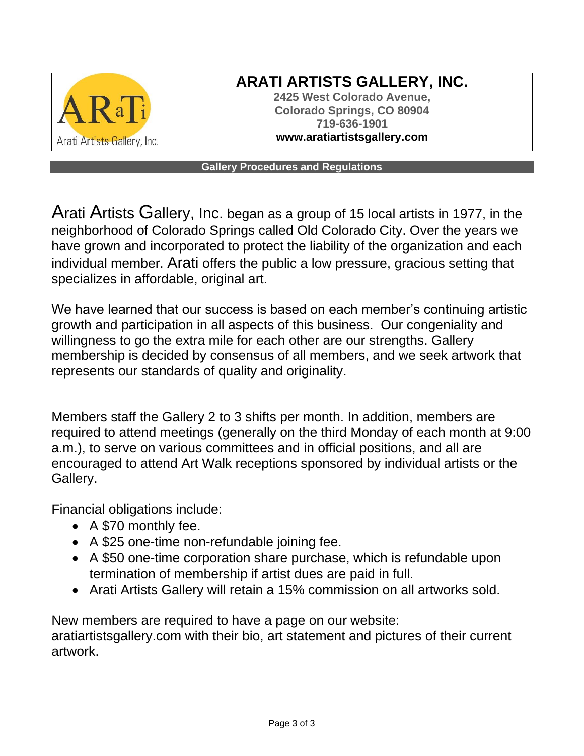Arati Artists Gallery, Inc.

# ARATI ARTISTS GALLERY, INC.

**2425 West Colorado Avenue,**
**Colorado Springs, CO 80904**
**719-636-1901**
**www.aratiartistsgallery.com**

## Gallery Procedures and Regulations

Arati Artists Gallery, Inc. began as a group of 15 local artists in 1977, in the neighborhood of Colorado Springs called Old Colorado City. Over the years we have grown and incorporated to protect the liability of the organization and each individual member. Arati offers the public a low pressure, gracious setting that specializes in affordable, original art.

We have learned that our success is based on each member's continuing artistic growth and participation in all aspects of this business. Our congeniality and willingness to go the extra mile for each other are our strengths. Gallery membership is decided by consensus of all members, and we seek artwork that represents our standards of quality and originality.

Members staff the Gallery 2 to 3 shifts per month. In addition, members are required to attend meetings (generally on the third Monday of each month at 9:00 a.m.), to serve on various committees and in official positions, and all are encouraged to attend Art Walk receptions sponsored by individual artists or the Gallery.

Financial obligations include:

- A $70 monthly fee.
- A $25 one-time non-refundable joining fee.
- A $50 one-time corporation share purchase, which is refundable upon termination of membership if artist dues are paid in full.
- Arati Artists Gallery will retain a 15% commission on all artworks sold.

New members are required to have a page on our website: aratiartistsgallery.com with their bio, art statement and pictures of their current artwork.